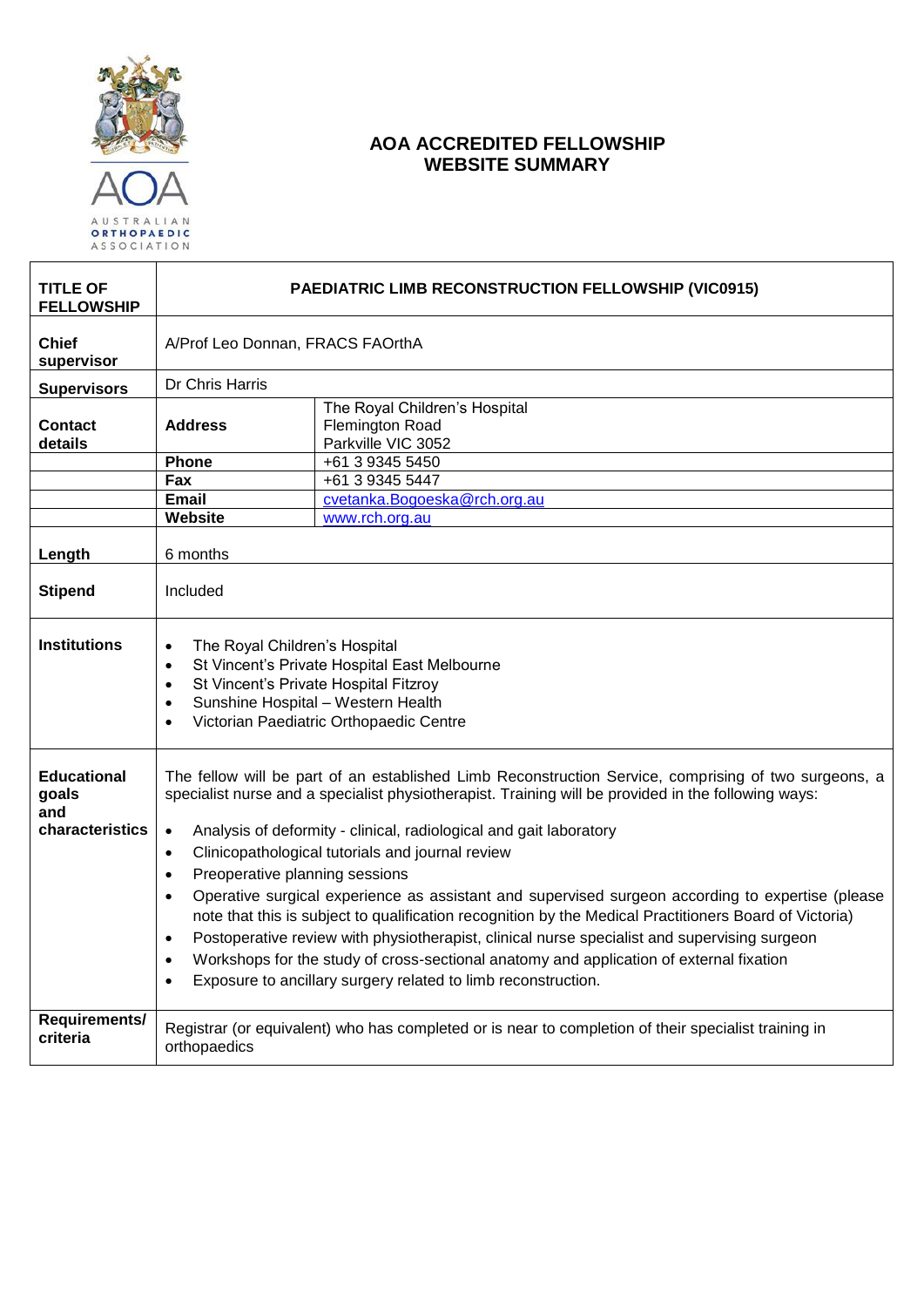AUSTRALIAN ORTHOPAEDIC ASSOCIATION

# AOA ACCREDITED FELLOWSHIP WEBSITE SUMMARY

| | | |
|---|---|---|
| **TITLE OF FELLOWSHIP** | **PAEDIATRIC LIMB RECONSTRUCTION FELLOWSHIP (VIC0915)** | |
| **Chief supervisor** | A/Prof Leo Donnan, FRACS FAOrthA | |
| **Supervisors** | Dr Chris Harris | |
| **Contact details** | **Address** | The Royal Children's Hospital<br>Flemington Road<br>Parkville VIC 3052 |
| | **Phone** | +61 3 9345 5450 |
| | **Fax** | +61 3 9345 5447 |
| | **Email** | cvetanka.Bogoeska@rch.org.au |
| | **Website** | www.rch.org.au |
| **Length** | 6 months | |
| **Stipend** | Included | |
| **Institutions** | • The Royal Children's Hospital<br>• St Vincent's Private Hospital East Melbourne<br>• St Vincent's Private Hospital Fitzroy<br>• Sunshine Hospital – Western Health<br>• Victorian Paediatric Orthopaedic Centre | |
| **Educational goals and characteristics** | The fellow will be part of an established Limb Reconstruction Service, comprising of two surgeons, a specialist nurse and a specialist physiotherapist. Training will be provided in the following ways:<br>• Analysis of deformity - clinical, radiological and gait laboratory<br>• Clinicopathological tutorials and journal review<br>• Preoperative planning sessions<br>• Operative surgical experience as assistant and supervised surgeon according to expertise (please note that this is subject to qualification recognition by the Medical Practitioners Board of Victoria)<br>• Postoperative review with physiotherapist, clinical nurse specialist and supervising surgeon<br>• Workshops for the study of cross-sectional anatomy and application of external fixation<br>• Exposure to ancillary surgery related to limb reconstruction. | |
| **Requirements/ criteria** | Registrar (or equivalent) who has completed or is near to completion of their specialist training in orthopaedics | |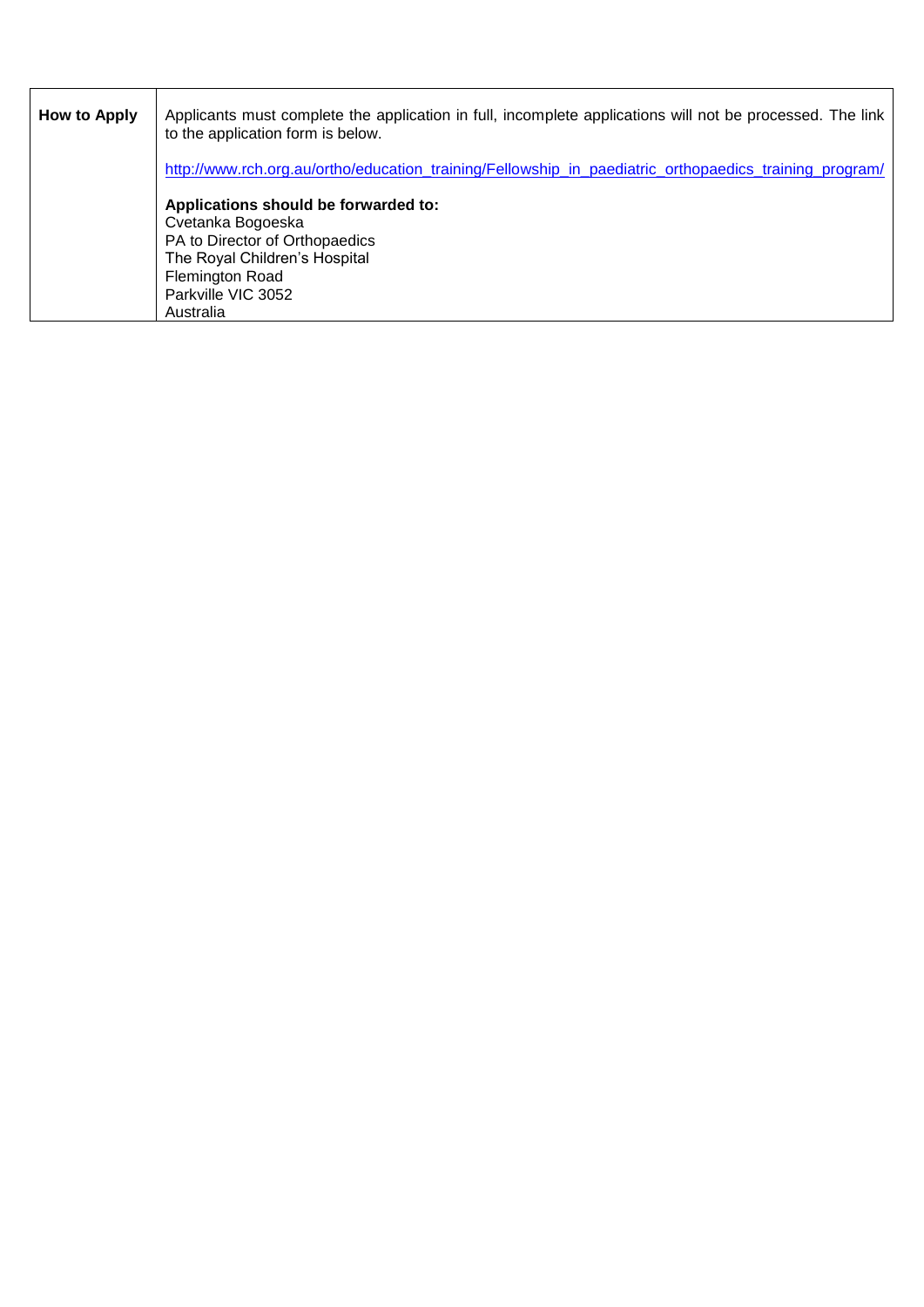| | |
|---|---|
| **How to Apply** | Applicants must complete the application in full, incomplete applications will not be processed. The link to the application form is below.<br><br>http://www.rch.org.au/ortho/education_training/Fellowship_in_paediatric_orthopaedics_training_program/<br><br>**Applications should be forwarded to:**<br>Cvetanka Bogoeska<br>PA to Director of Orthopaedics<br>The Royal Children's Hospital<br>Flemington Road<br>Parkville VIC 3052<br>Australia |